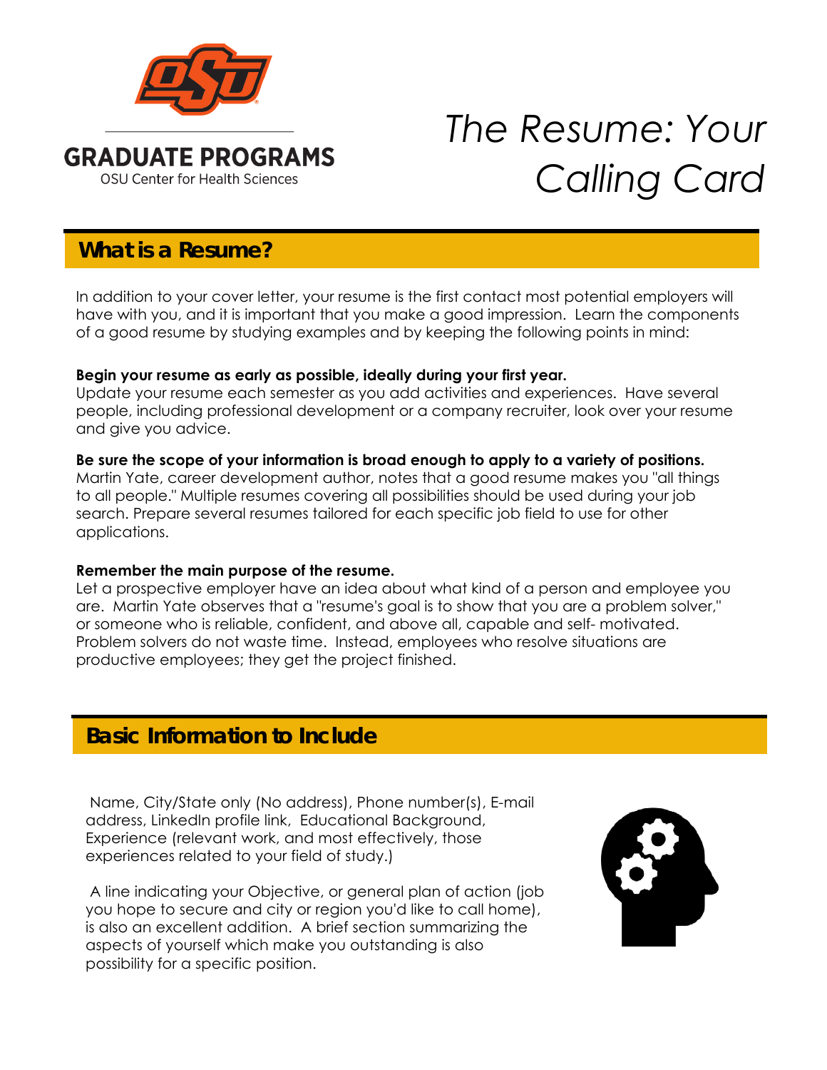GRADUATE PROGRAMS

OSU Center for Health Sciences

# *The Resume: Your Calling Card*

## What is a Resume?

In addition to your cover letter, your resume is the first contact most potential employers will have with you, and it is important that you make a good impression. Learn the components of a good resume by studying examples and by keeping the following points in mind:

**Begin your resume as early as possible, ideally during your first year.**
Update your resume each semester as you add activities and experiences. Have several people, including professional development or a company recruiter, look over your resume and give you advice.

**Be sure the scope of your information is broad enough to apply to a variety of positions.**
Martin Yate, career development author, notes that a good resume makes you "all things to all people." Multiple resumes covering all possibilities should be used during your job search. Prepare several resumes tailored for each specific job field to use for other applications.

**Remember the main purpose of the resume.**
Let a prospective employer have an idea about what kind of a person and employee you are. Martin Yate observes that a "resume's goal is to show that you are a problem solver," or someone who is reliable, confident, and above all, capable and self- motivated. Problem solvers do not waste time. Instead, employees who resolve situations are productive employees; they get the project finished.

## Basic Information to Include

Name, City/State only (No address), Phone number(s), E-mail address, LinkedIn profile link, Educational Background, Experience (relevant work, and most effectively, those experiences related to your field of study.)

A line indicating your Objective, or general plan of action (job you hope to secure and city or region you'd like to call home), is also an excellent addition. A brief section summarizing the aspects of yourself which make you outstanding is also possibility for a specific position.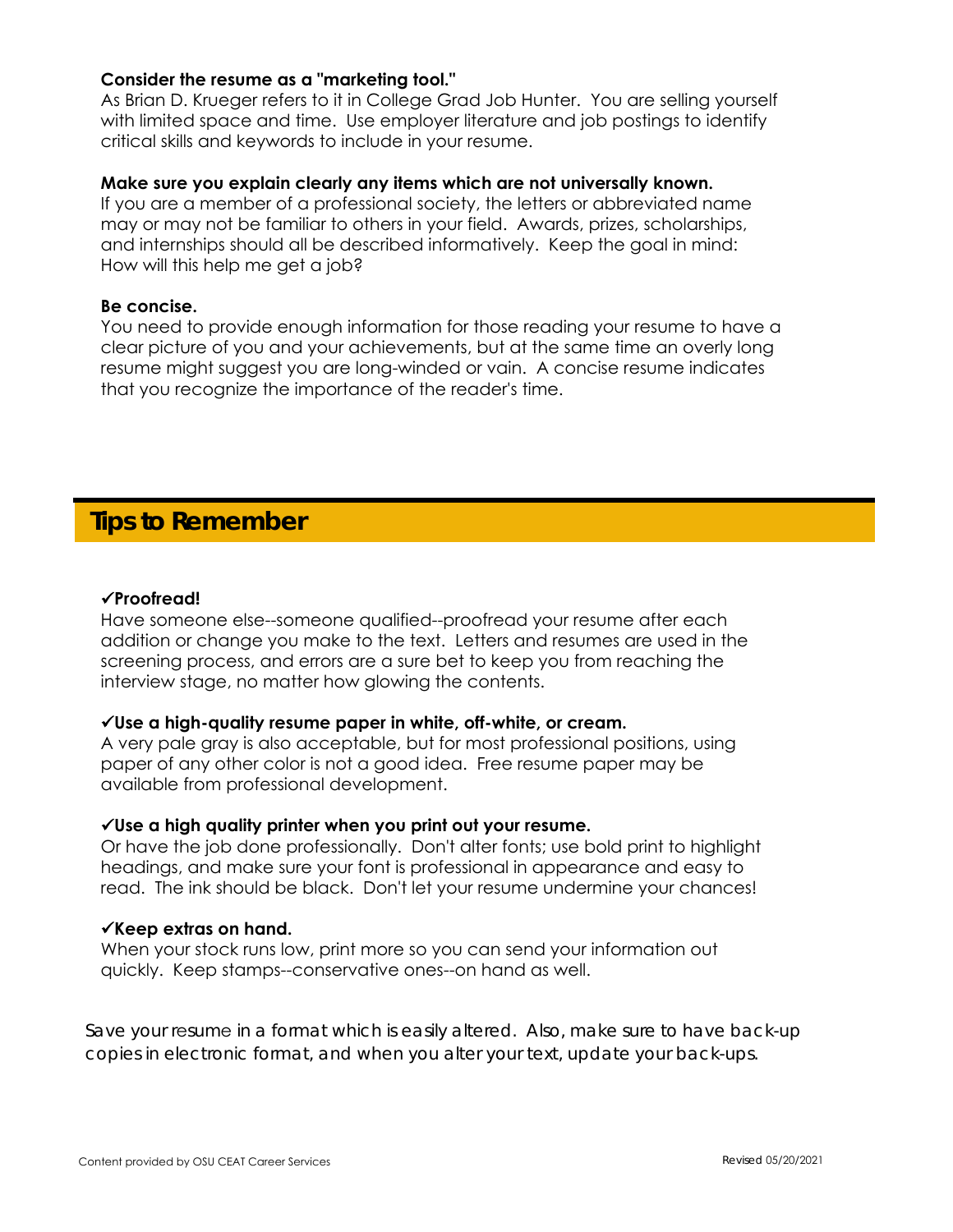**Consider the resume as a "marketing tool."**
As Brian D. Krueger refers to it in College Grad Job Hunter. You are selling yourself with limited space and time. Use employer literature and job postings to identify critical skills and keywords to include in your resume.

**Make sure you explain clearly any items which are not universally known.**
If you are a member of a professional society, the letters or abbreviated name may or may not be familiar to others in your field. Awards, prizes, scholarships, and internships should all be described informatively. Keep the goal in mind: How will this help me get a job?

**Be concise.**
You need to provide enough information for those reading your resume to have a clear picture of you and your achievements, but at the same time an overly long resume might suggest you are long-winded or vain. A concise resume indicates that you recognize the importance of the reader's time.

## Tips to Remember

**✓Proofread!**
Have someone else--someone qualified--proofread your resume after each addition or change you make to the text. Letters and resumes are used in the screening process, and errors are a sure bet to keep you from reaching the interview stage, no matter how glowing the contents.

**✓Use a high-quality resume paper in white, off-white, or cream.**
A very pale gray is also acceptable, but for most professional positions, using paper of any other color is not a good idea. Free resume paper may be available from professional development.

**✓Use a high quality printer when you print out your resume.**
Or have the job done professionally. Don't alter fonts; use bold print to highlight headings, and make sure your font is professional in appearance and easy to read. The ink should be black. Don't let your resume undermine your chances!

**✓Keep extras on hand.**
When your stock runs low, print more so you can send your information out quickly. Keep stamps--conservative ones--on hand as well.

Save your resume in a format which is easily altered. Also, make sure to have back-up copies in electronic format, and when you alter your text, update your back-ups.

Content provided by OSU CEAT Career Services

Revised 05/20/2021